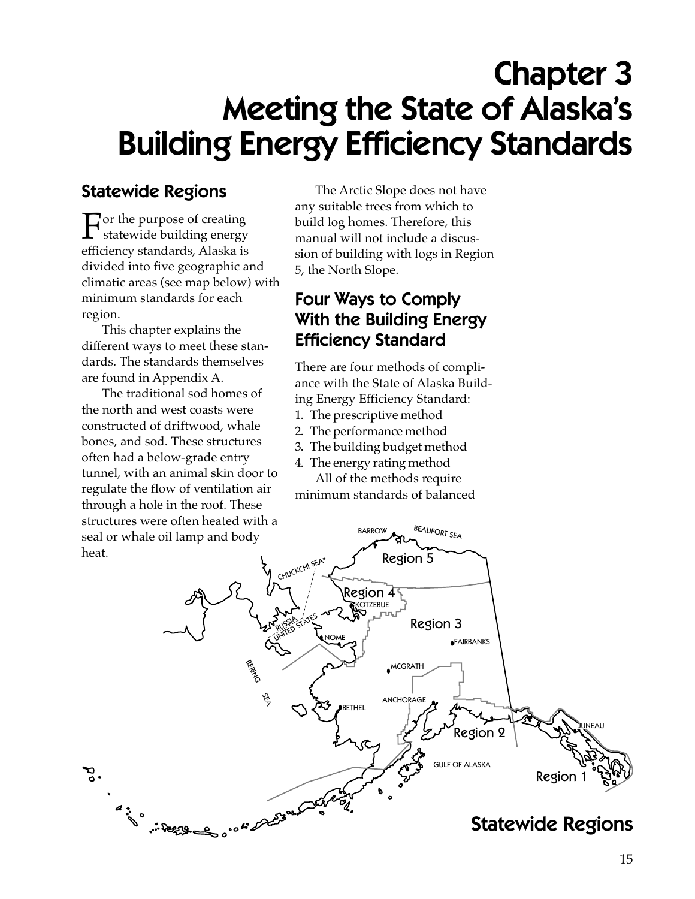# Chapter 3 Meeting the State of Alaska's Building Energy Efficiency Standards

## Statewide Regions

For the purpose of creating statewide building energy efficiency standards, Alaska is divided into five geographic and climatic areas (see map below) with minimum standards for each region.

This chapter explains the different ways to meet these standards. The standards themselves are found in Appendix A.

The traditional sod homes of the north and west coasts were constructed of driftwood, whale bones, and sod. These structures often had a below-grade entry tunnel, with an animal skin door to regulate the flow of ventilation air through a hole in the roof. These structures were often heated with a seal or whale oil lamp and body heat.

The Arctic Slope does not have any suitable trees from which to build log homes. Therefore, this manual will not include a discussion of building with logs in Region 5, the North Slope.

## Four Ways to Comply With the Building Energy Efficiency Standard

There are four methods of compliance with the State of Alaska Building Energy Efficiency Standard:

1. The prescriptive method
2. The performance method
3. The building budget method
4. The energy rating method

All of the methods require minimum standards of balanced

Statewide Regions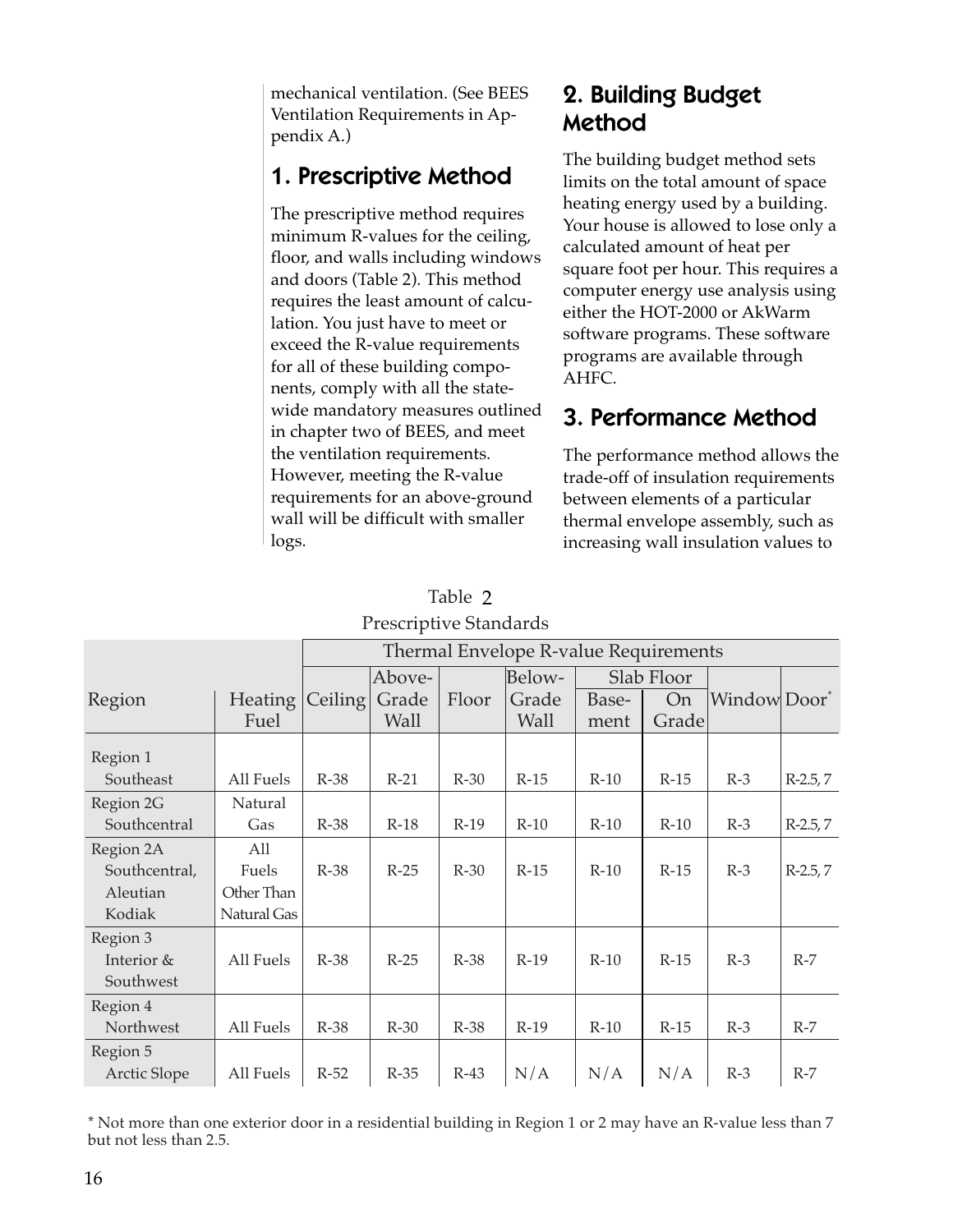mechanical ventilation. (See BEES Ventilation Requirements in Appendix A.)

## 1. Prescriptive Method

The prescriptive method requires minimum R-values for the ceiling, floor, and walls including windows and doors (Table 2). This method requires the least amount of calculation. You just have to meet or exceed the R-value requirements for all of these building components, comply with all the statewide mandatory measures outlined in chapter two of BEES, and meet the ventilation requirements. However, meeting the R-value requirements for an above-ground wall will be difficult with smaller logs.

## 2. Building Budget Method

The building budget method sets limits on the total amount of space heating energy used by a building. Your house is allowed to lose only a calculated amount of heat per square foot per hour. This requires a computer energy use analysis using either the HOT-2000 or AkWarm software programs. These software programs are available through AHFC.

## 3. Performance Method

The performance method allows the trade-off of insulation requirements between elements of a particular thermal envelope assembly, such as increasing wall insulation values to

Table 2
Prescriptive Standards

| | | Thermal Envelope R-value Requirements | | | | | | | |
|---|---|---|---|---|---|---|---|---|---|
| | | | Above- | | Below- | Slab Floor | | | |
| Region | Heating Fuel | Ceiling | Grade Wall | Floor | Grade Wall | Basement | On Grade | Window | Door* |
| Region 1 Southeast | All Fuels | R-38 | R-21 | R-30 | R-15 | R-10 | R-15 | R-3 | R-2.5, 7 |
| Region 2G Southcentral | Natural Gas | R-38 | R-18 | R-19 | R-10 | R-10 | R-10 | R-3 | R-2.5, 7 |
| Region 2A Southcentral, Aleutian Kodiak | All Fuels Other Than Natural Gas | R-38 | R-25 | R-30 | R-15 | R-10 | R-15 | R-3 | R-2.5, 7 |
| Region 3 Interior & Southwest | All Fuels | R-38 | R-25 | R-38 | R-19 | R-10 | R-15 | R-3 | R-7 |
| Region 4 Northwest | All Fuels | R-38 | R-30 | R-38 | R-19 | R-10 | R-15 | R-3 | R-7 |
| Region 5 Arctic Slope | All Fuels | R-52 | R-35 | R-43 | N/A | N/A | N/A | R-3 | R-7 |

* Not more than one exterior door in a residential building in Region 1 or 2 may have an R-value less than 7 but not less than 2.5.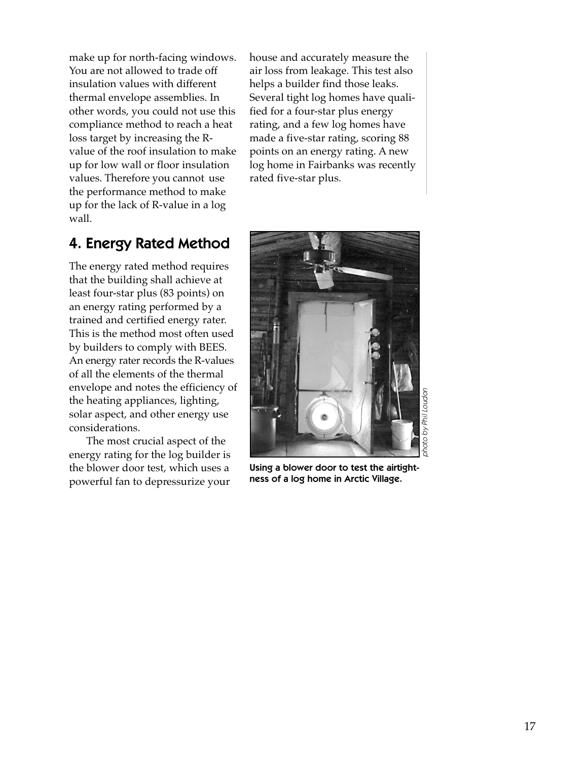make up for north-facing windows. You are not allowed to trade off insulation values with different thermal envelope assemblies. In other words, you could not use this compliance method to reach a heat loss target by increasing the R-value of the roof insulation to make up for low wall or floor insulation values. Therefore you cannot use the performance method to make up for the lack of R-value in a log wall.

## 4. Energy Rated Method

The energy rated method requires that the building shall achieve at least four-star plus (83 points) on an energy rating performed by a trained and certified energy rater. This is the method most often used by builders to comply with BEES. An energy rater records the R-values of all the elements of the thermal envelope and notes the efficiency of the heating appliances, lighting, solar aspect, and other energy use considerations.

The most crucial aspect of the energy rating for the log builder is the blower door test, which uses a powerful fan to depressurize your house and accurately measure the air loss from leakage. This test also helps a builder find those leaks. Several tight log homes have qualified for a four-star plus energy rating, and a few log homes have made a five-star rating, scoring 88 points on an energy rating. A new log home in Fairbanks was recently rated five-star plus.

*photo by Phil Loudon*

**Using a blower door to test the airtightness of a log home in Arctic Village.**